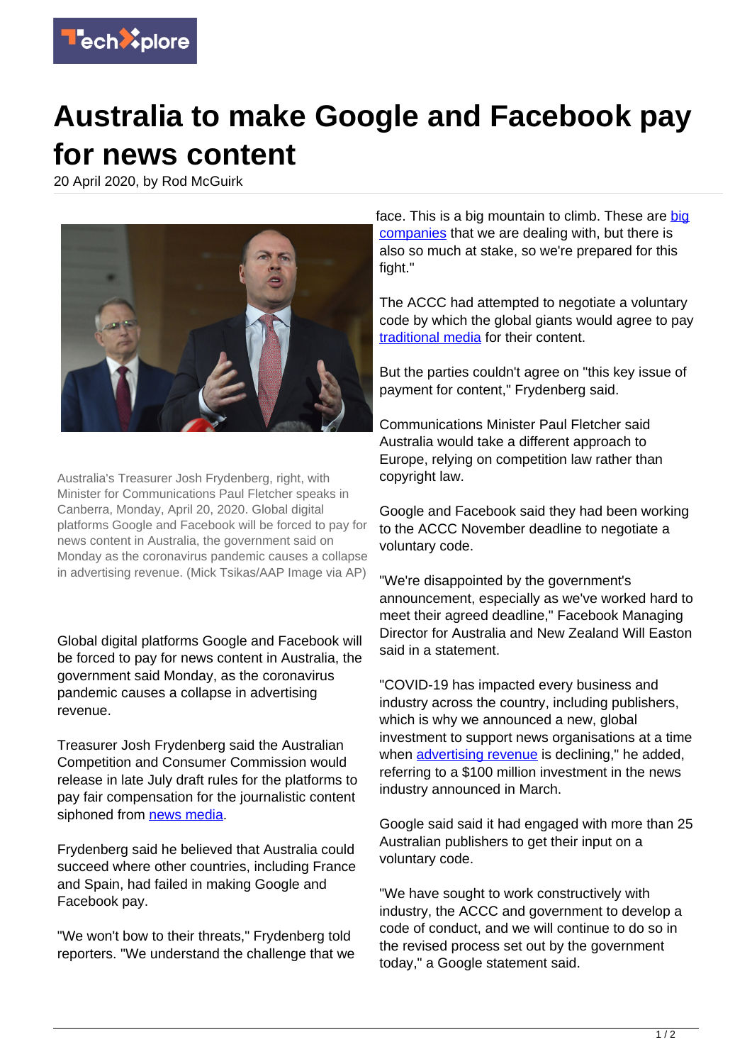# Australia to make Google and Facebook pay for news content

20 April 2020, by Rod McGuirk

Australia's Treasurer Josh Frydenberg, right, with Minister for Communications Paul Fletcher speaks in Canberra, Monday, April 20, 2020. Global digital platforms Google and Facebook will be forced to pay for news content in Australia, the government said on Monday as the coronavirus pandemic causes a collapse in advertising revenue. (Mick Tsikas/AAP Image via AP)

Global digital platforms Google and Facebook will be forced to pay for news content in Australia, the government said Monday, as the coronavirus pandemic causes a collapse in advertising revenue.

Treasurer Josh Frydenberg said the Australian Competition and Consumer Commission would release in late July draft rules for the platforms to pay fair compensation for the journalistic content siphoned from news media.

Frydenberg said he believed that Australia could succeed where other countries, including France and Spain, had failed in making Google and Facebook pay.

"We won't bow to their threats," Frydenberg told reporters. "We understand the challenge that we face. This is a big mountain to climb. These are big companies that we are dealing with, but there is also so much at stake, so we're prepared for this fight."

The ACCC had attempted to negotiate a voluntary code by which the global giants would agree to pay traditional media for their content.

But the parties couldn't agree on "this key issue of payment for content," Frydenberg said.

Communications Minister Paul Fletcher said Australia would take a different approach to Europe, relying on competition law rather than copyright law.

Google and Facebook said they had been working to the ACCC November deadline to negotiate a voluntary code.

"We're disappointed by the government's announcement, especially as we've worked hard to meet their agreed deadline," Facebook Managing Director for Australia and New Zealand Will Easton said in a statement.

"COVID-19 has impacted every business and industry across the country, including publishers, which is why we announced a new, global investment to support news organisations at a time when advertising revenue is declining," he added, referring to a $100 million investment in the news industry announced in March.

Google said said it had engaged with more than 25 Australian publishers to get their input on a voluntary code.

"We have sought to work constructively with industry, the ACCC and government to develop a code of conduct, and we will continue to do so in the revised process set out by the government today," a Google statement said.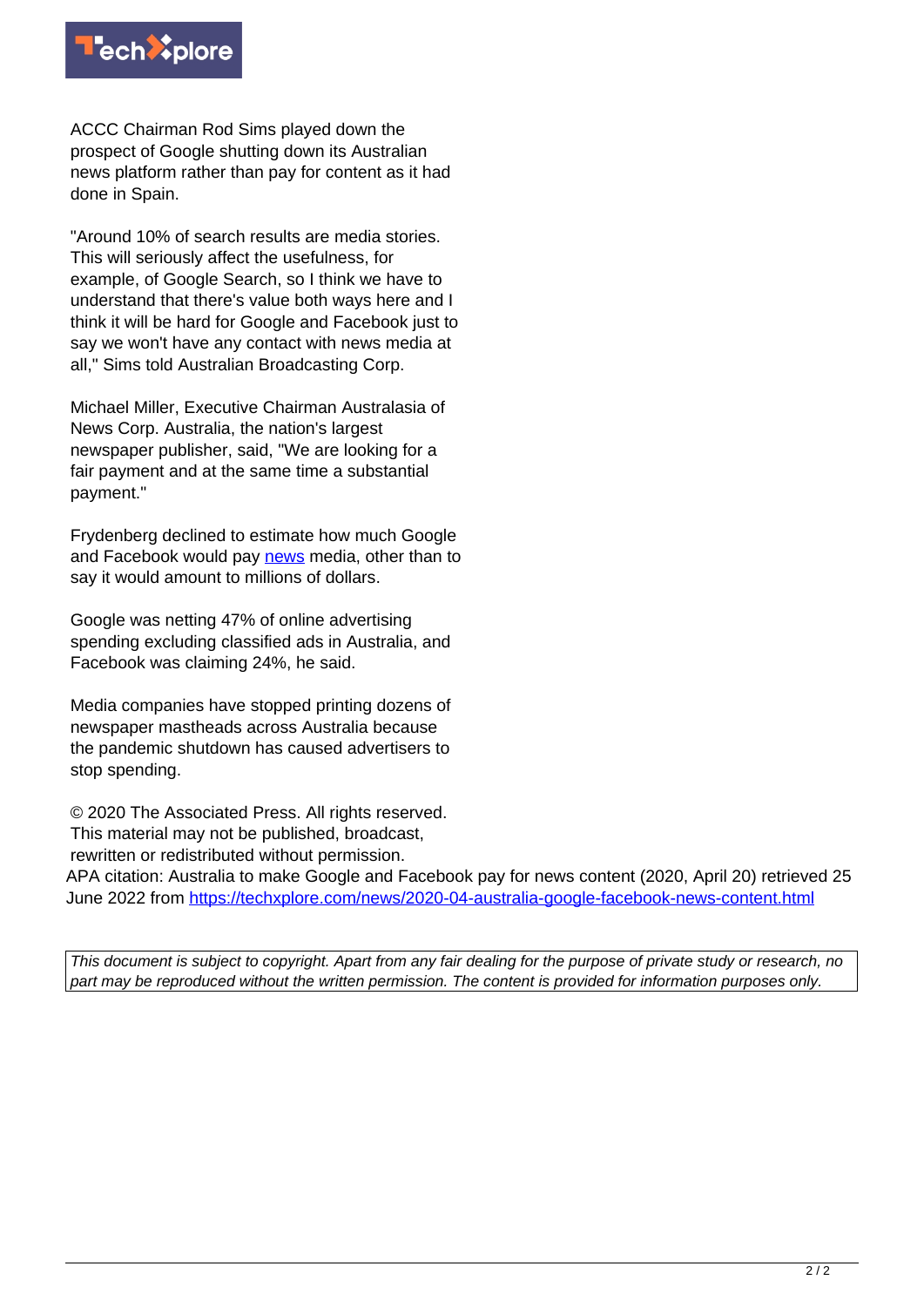ACCC Chairman Rod Sims played down the prospect of Google shutting down its Australian news platform rather than pay for content as it had done in Spain.

"Around 10% of search results are media stories. This will seriously affect the usefulness, for example, of Google Search, so I think we have to understand that there's value both ways here and I think it will be hard for Google and Facebook just to say we won't have any contact with news media at all," Sims told Australian Broadcasting Corp.

Michael Miller, Executive Chairman Australasia of News Corp. Australia, the nation's largest newspaper publisher, said, "We are looking for a fair payment and at the same time a substantial payment."

Frydenberg declined to estimate how much Google and Facebook would pay news media, other than to say it would amount to millions of dollars.

Google was netting 47% of online advertising spending excluding classified ads in Australia, and Facebook was claiming 24%, he said.

Media companies have stopped printing dozens of newspaper mastheads across Australia because the pandemic shutdown has caused advertisers to stop spending.

© 2020 The Associated Press. All rights reserved. This material may not be published, broadcast, rewritten or redistributed without permission.

APA citation: Australia to make Google and Facebook pay for news content (2020, April 20) retrieved 25 June 2022 from https://techxplore.com/news/2020-04-australia-google-facebook-news-content.html

*This document is subject to copyright. Apart from any fair dealing for the purpose of private study or research, no part may be reproduced without the written permission. The content is provided for information purposes only.*